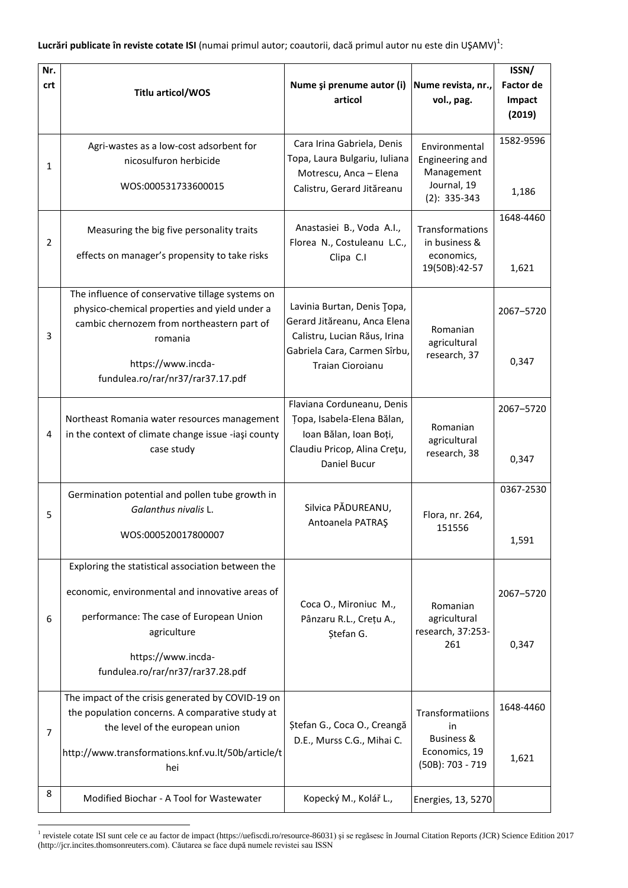**Lucrări publicate în reviste cotate ISI** (numai primul autor; coautorii, dacă primul autor nu este din UŞAMV)[1]:

| Nr. crt | Titlu articol/WOS | Nume şi prenume autor (i) articol | Nume revista, nr., vol., pag. | ISSN/ Factor de Impact (2019) |
|---|---|---|---|---|
| 1 | Agri-wastes as a low-cost adsorbent for nicosulfuron herbicide<br>WOS:000531733600015 | Cara Irina Gabriela, Denis Topa, Laura Bulgariu, Iuliana Motrescu, Anca – Elena Calistru, Gerard Jităreanu | Environmental Engineering and Management Journal, 19 (2): 335-343 | 1582-9596<br>1,186 |
| 2 | Measuring the big five personality traits effects on manager's propensity to take risks | Anastasiei B., Voda A.I., Florea N., Costuleanu L.C., Clipa C.I | Transformations in business & economics, 19(50B):42-57 | 1648-4460<br>1,621 |
| 3 | The influence of conservative tillage systems on physico-chemical properties and yield under a cambic chernozem from northeastern part of romania<br>https://www.incda-fundulea.ro/rar/nr37/rar37.17.pdf | Lavinia Burtan, Denis Ţopa, Gerard Jităreanu, Anca Elena Calistru, Lucian Răus, Irina Gabriela Cara, Carmen Sîrbu, Traian Cioroianu | Romanian agricultural research, 37 | 2067–5720<br>0,347 |
| 4 | Northeast Romania water resources management in the context of climate change issue -iaşi county case study | Flaviana Corduneanu, Denis Ţopa, Isabela-Elena Bălan, Ioan Bălan, Ioan Boţi, Claudiu Pricop, Alina Creţu, Daniel Bucur | Romanian agricultural research, 38 | 2067–5720<br>0,347 |
| 5 | Germination potential and pollen tube growth in *Galanthus nivalis* L.<br>WOS:000520017800007 | Silvica PĂDUREANU, Antoanela PATRAŞ | Flora, nr. 264, 151556 | 0367-2530<br>1,591 |
| 6 | Exploring the statistical association between the economic, environmental and innovative areas of performance: The case of European Union agriculture<br>https://www.incda-fundulea.ro/rar/nr37/rar37.28.pdf | Coca O., Mironiuc M., Pânzaru R.L., Creţu A., Ştefan G. | Romanian agricultural research, 37:253-261 | 2067–5720<br>0,347 |
| 7 | The impact of the crisis generated by COVID-19 on the population concerns. A comparative study at the level of the european union<br>http://www.transformations.knf.vu.lt/50b/article/thei | Ştefan G., Coca O., Creangă D.E., Murss C.G., Mihai C. | Transformatiions in Business & Economics, 19 (50B): 703 - 719 | 1648-4460<br>1,621 |
| 8 | Modified Biochar - A Tool for Wastewater | Kopecký M., Kolář L., | Energies, 13, 5270 | |

[1] revistele cotate ISI sunt cele ce au factor de impact (https://uefiscdi.ro/resource-86031) şi se regăsesc în Journal Citation Reports (JCR) Science Edition 2017 (http://jcr.incites.thomsonreuters.com). Căutarea se face după numele revistei sau ISSN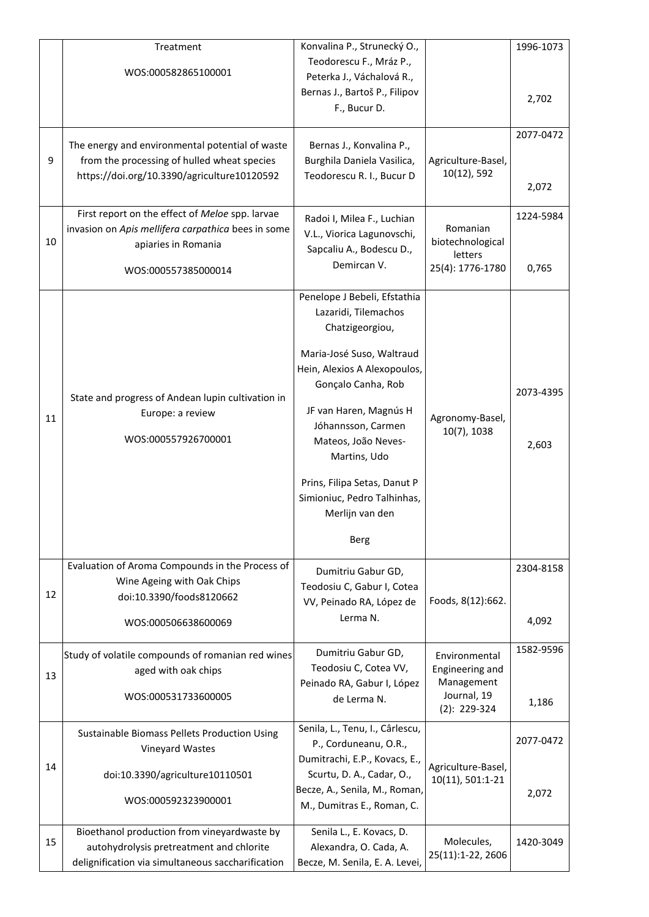|  | Treatment<br><br>WOS:000582865100001 | Konvalina P., Strunecký O., Teodorescu F., Mráz P., Peterka J., Váchalová R., Bernas J., Bartoš P., Filipov F., Bucur D. |  | 1996-1073<br><br>2,702 |
|---|---|---|---|---|
| 9 | The energy and environmental potential of waste from the processing of hulled wheat species https://doi.org/10.3390/agriculture10120592 | Bernas J., Konvalina P., Burghila Daniela Vasilica, Teodorescu R. I., Bucur D | Agriculture-Basel, 10(12), 592 | 2077-0472<br><br>2,072 |
| 10 | First report on the effect of *Meloe* spp. larvae invasion on *Apis mellifera carpathica* bees in some apiaries in Romania<br><br>WOS:000557385000014 | Radoi I, Milea F., Luchian V.L., Viorica Lagunovschi, Sapcaliu A., Bodescu D., Demircan V. | Romanian biotechnological letters 25(4): 1776-1780 | 1224-5984<br><br>0,765 |
| 11 | State and progress of Andean lupin cultivation in Europe: a review<br><br>WOS:000557926700001 | Penelope J Bebeli, Efstathia Lazaridi, Tilemachos Chatzigeorgiou,<br><br>Maria-José Suso, Waltraud Hein, Alexios A Alexopoulos, Gonçalo Canha, Rob<br><br>JF van Haren, Magnús H Jóhannsson, Carmen Mateos, João Neves-Martins, Udo<br><br>Prins, Filipa Setas, Danut P Simioniuc, Pedro Talhinhas, Merlijn van den<br><br>Berg | Agronomy-Basel, 10(7), 1038 | 2073-4395<br><br>2,603 |
| 12 | Evaluation of Aroma Compounds in the Process of Wine Ageing with Oak Chips doi:10.3390/foods8120662<br><br>WOS:000506638600069 | Dumitriu Gabur GD, Teodosiu C, Gabur I, Cotea VV, Peinado RA, López de Lerma N. | Foods, 8(12):662. | 2304-8158<br><br>4,092 |
| 13 | Study of volatile compounds of romanian red wines aged with oak chips<br><br>WOS:000531733600005 | Dumitriu Gabur GD, Teodosiu C, Cotea VV, Peinado RA, Gabur I, López de Lerma N. | Environmental Engineering and Management Journal, 19 (2): 229-324 | 1582-9596<br><br>1,186 |
| 14 | Sustainable Biomass Pellets Production Using Vineyard Wastes<br><br>doi:10.3390/agriculture10110501<br><br>WOS:000592323900001 | Senila, L., Tenu, I., Cârlescu, P., Corduneanu, O.R., Dumitrachi, E.P., Kovacs, E., Scurtu, D. A., Cadar, O., Becze, A., Senila, M., Roman, M., Dumitras E., Roman, C. | Agriculture-Basel, 10(11), 501:1-21 | 2077-0472<br><br>2,072 |
| 15 | Bioethanol production from vineyardwaste by autohydrolysis pretreatment and chlorite delignification via simultaneous saccharification | Senila L., E. Kovacs, D. Alexandra, O. Cada, A. Becze, M. Senila, E. A. Levei, | Molecules, 25(11):1-22, 2606 | 1420-3049 |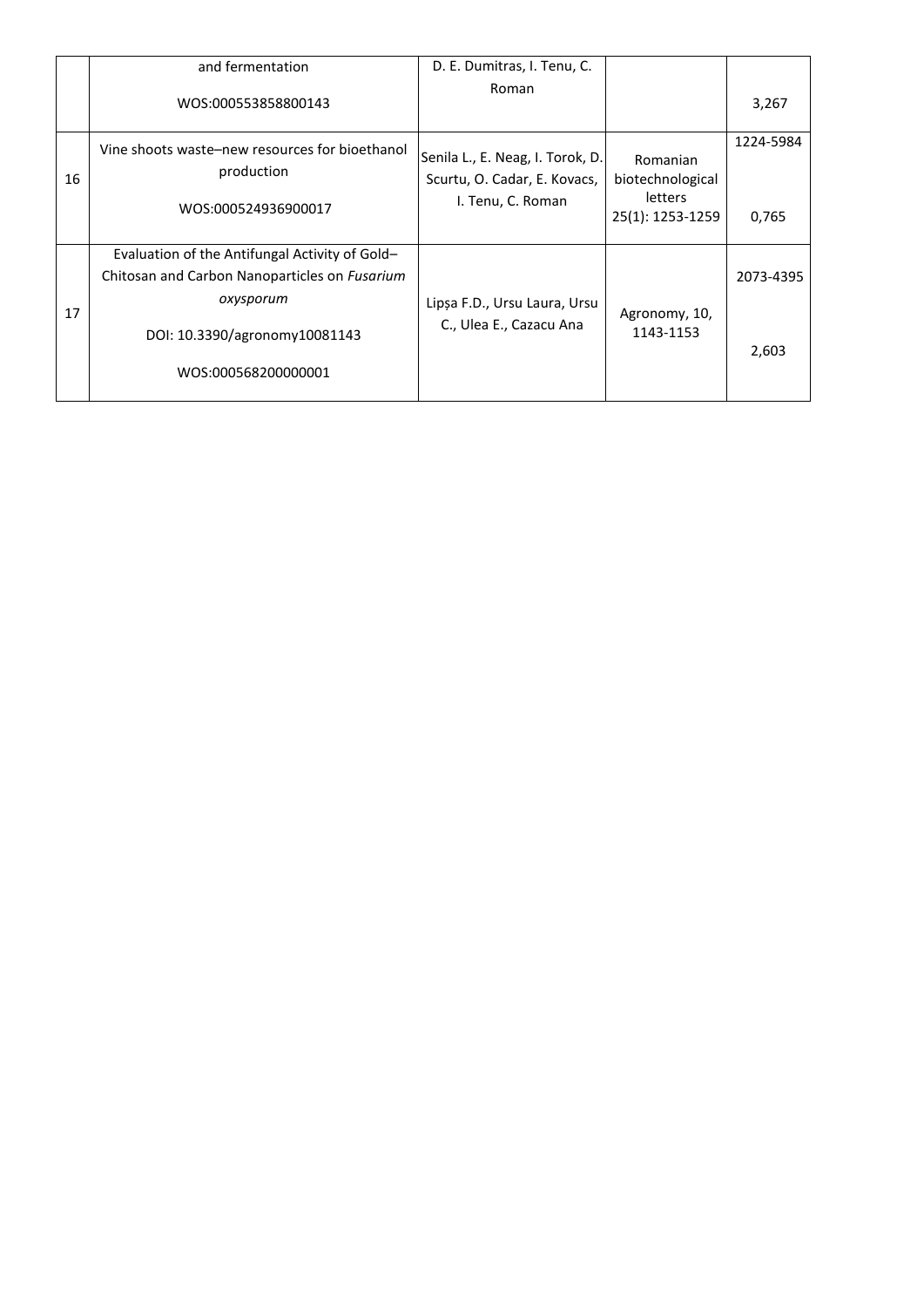| | | | | |
|---|---|---|---|---|
| | and fermentation<br>WOS:000553858800143 | D. E. Dumitras, I. Tenu, C. Roman | | 3,267 |
| 16 | Vine shoots waste–new resources for bioethanol production<br>WOS:000524936900017 | Senila L., E. Neag, I. Torok, D. Scurtu, O. Cadar, E. Kovacs, I. Tenu, C. Roman | Romanian biotechnological letters 25(1): 1253-1259 | 1224-5984<br>0,765 |
| 17 | Evaluation of the Antifungal Activity of Gold–Chitosan and Carbon Nanoparticles on *Fusarium oxysporum*<br>DOI: 10.3390/agronomy10081143<br>WOS:000568200000001 | Lipșa F.D., Ursu Laura, Ursu C., Ulea E., Cazacu Ana | Agronomy, 10, 1143-1153 | 2073-4395<br>2,603 |